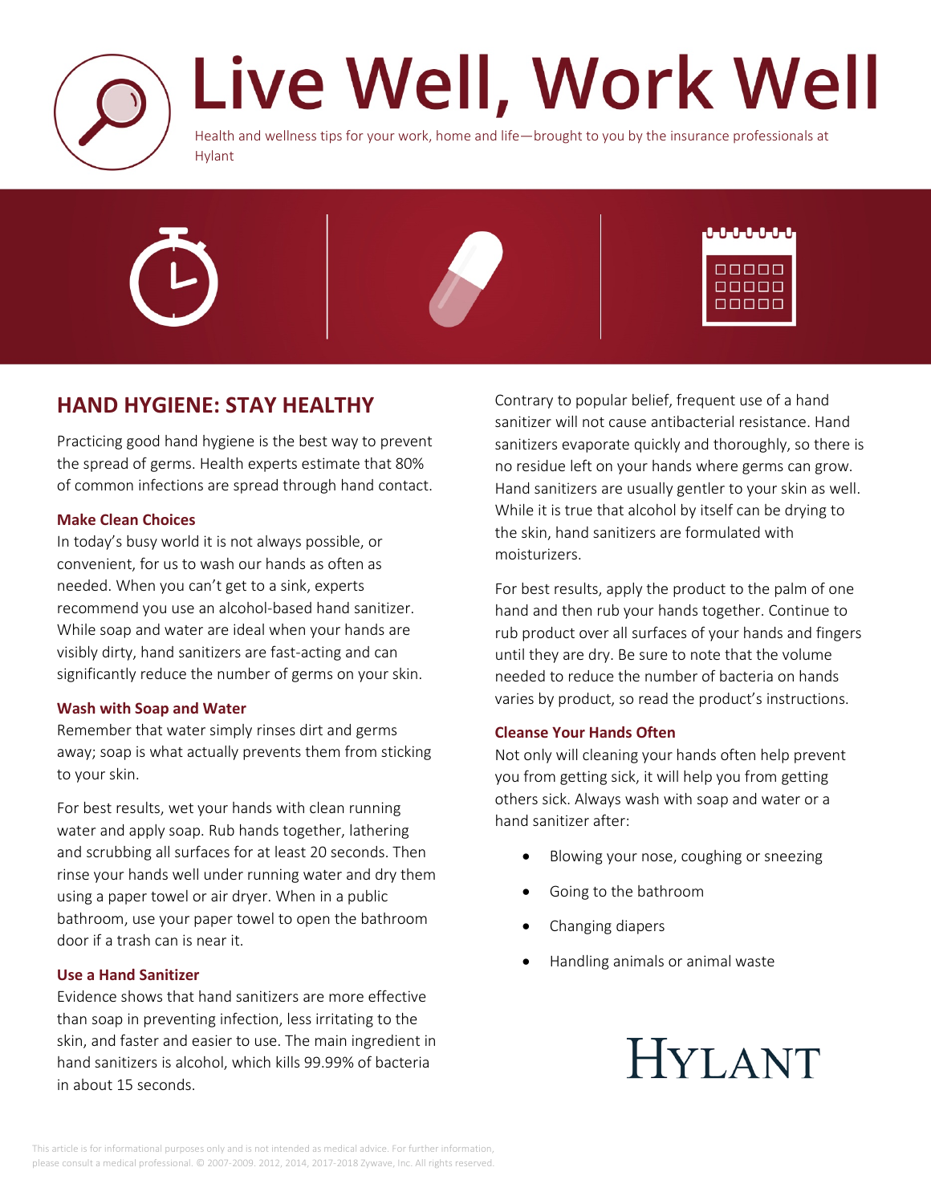# Live Well, Work Well

Health and wellness tips for your work, home and life—brought to you by the insurance professionals at Hylant

## HAND HYGIENE: STAY HEALTHY

Practicing good hand hygiene is the best way to prevent the spread of germs. Health experts estimate that 80% of common infections are spread through hand contact.

### Make Clean Choices

In today's busy world it is not always possible, or convenient, for us to wash our hands as often as needed. When you can't get to a sink, experts recommend you use an alcohol-based hand sanitizer. While soap and water are ideal when your hands are visibly dirty, hand sanitizers are fast-acting and can significantly reduce the number of germs on your skin.

### Wash with Soap and Water

Remember that water simply rinses dirt and germs away; soap is what actually prevents them from sticking to your skin.

For best results, wet your hands with clean running water and apply soap. Rub hands together, lathering and scrubbing all surfaces for at least 20 seconds. Then rinse your hands well under running water and dry them using a paper towel or air dryer. When in a public bathroom, use your paper towel to open the bathroom door if a trash can is near it.

### Use a Hand Sanitizer

Evidence shows that hand sanitizers are more effective than soap in preventing infection, less irritating to the skin, and faster and easier to use. The main ingredient in hand sanitizers is alcohol, which kills 99.99% of bacteria in about 15 seconds.

Contrary to popular belief, frequent use of a hand sanitizer will not cause antibacterial resistance. Hand sanitizers evaporate quickly and thoroughly, so there is no residue left on your hands where germs can grow. Hand sanitizers are usually gentler to your skin as well. While it is true that alcohol by itself can be drying to the skin, hand sanitizers are formulated with moisturizers.

For best results, apply the product to the palm of one hand and then rub your hands together. Continue to rub product over all surfaces of your hands and fingers until they are dry. Be sure to note that the volume needed to reduce the number of bacteria on hands varies by product, so read the product's instructions.

### Cleanse Your Hands Often

Not only will cleaning your hands often help prevent you from getting sick, it will help you from getting others sick. Always wash with soap and water or a hand sanitizer after:

- Blowing your nose, coughing or sneezing
- Going to the bathroom
- Changing diapers
- Handling animals or animal waste

HYLANT

This article is for informational purposes only and is not intended as medical advice. For further information, please consult a medical professional. © 2007-2009. 2012, 2014, 2017-2018 Zywave, Inc. All rights reserved.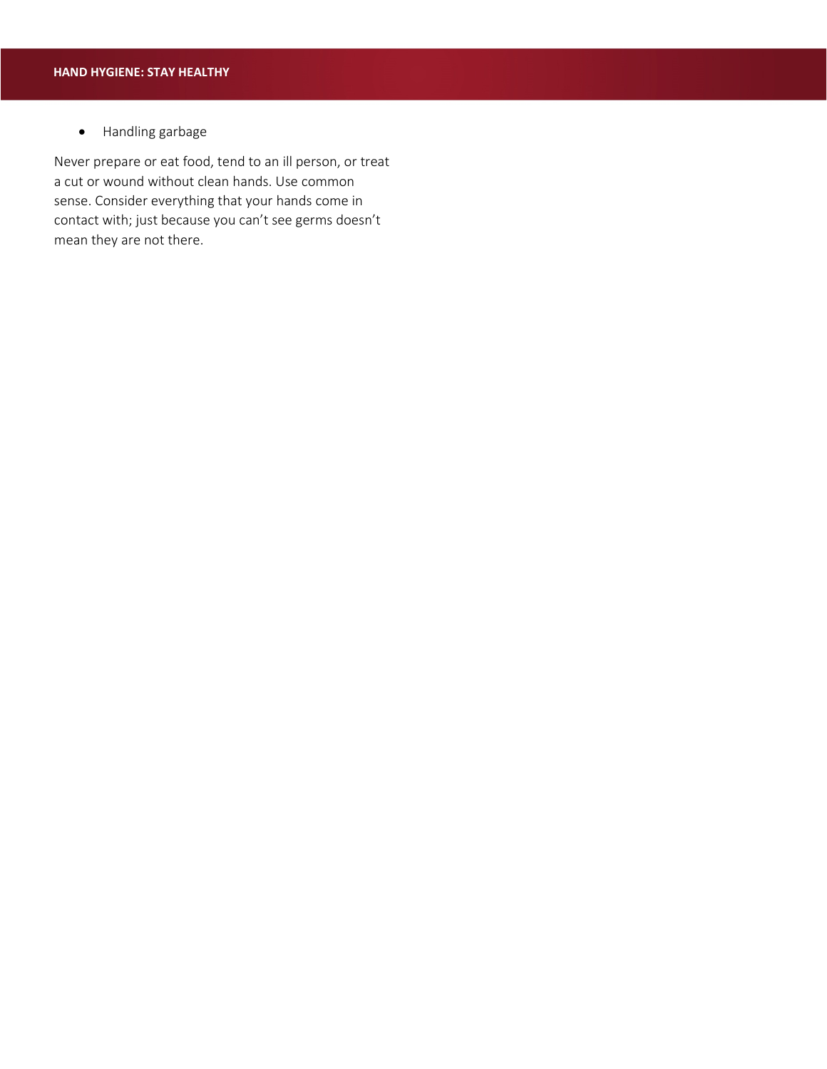- Handling garbage

Never prepare or eat food, tend to an ill person, or treat a cut or wound without clean hands. Use common sense. Consider everything that your hands come in contact with; just because you can't see germs doesn't mean they are not there.